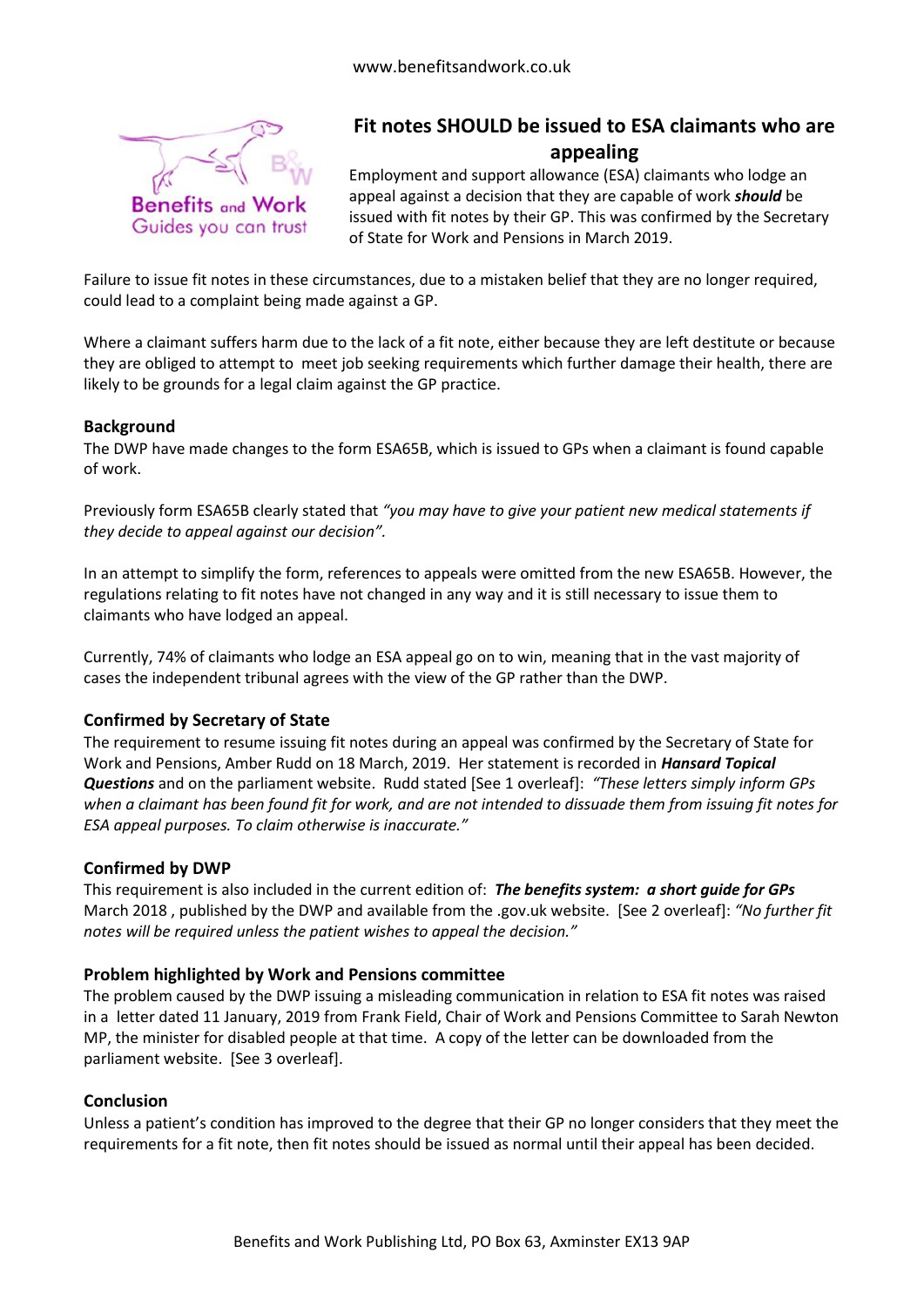# Fit notes SHOULD be issued to ESA claimants who are appealing

Employment and support allowance (ESA) claimants who lodge an appeal against a decision that they are capable of work ***should*** be issued with fit notes by their GP. This was confirmed by the Secretary of State for Work and Pensions in March 2019.

Failure to issue fit notes in these circumstances, due to a mistaken belief that they are no longer required, could lead to a complaint being made against a GP.

Where a claimant suffers harm due to the lack of a fit note, either because they are left destitute or because they are obliged to attempt to meet job seeking requirements which further damage their health, there are likely to be grounds for a legal claim against the GP practice.

## Background

The DWP have made changes to the form ESA65B, which is issued to GPs when a claimant is found capable of work.

Previously form ESA65B clearly stated that *"you may have to give your patient new medical statements if they decide to appeal against our decision".*

In an attempt to simplify the form, references to appeals were omitted from the new ESA65B. However, the regulations relating to fit notes have not changed in any way and it is still necessary to issue them to claimants who have lodged an appeal.

Currently, 74% of claimants who lodge an ESA appeal go on to win, meaning that in the vast majority of cases the independent tribunal agrees with the view of the GP rather than the DWP.

## Confirmed by Secretary of State

The requirement to resume issuing fit notes during an appeal was confirmed by the Secretary of State for Work and Pensions, Amber Rudd on 18 March, 2019. Her statement is recorded in ***Hansard Topical Questions*** and on the parliament website. Rudd stated [See 1 overleaf]: *"These letters simply inform GPs when a claimant has been found fit for work, and are not intended to dissuade them from issuing fit notes for ESA appeal purposes. To claim otherwise is inaccurate."*

## Confirmed by DWP

This requirement is also included in the current edition of: ***The benefits system: a short guide for GPs*** March 2018 , published by the DWP and available from the .gov.uk website. [See 2 overleaf]: *"No further fit notes will be required unless the patient wishes to appeal the decision."*

## Problem highlighted by Work and Pensions committee

The problem caused by the DWP issuing a misleading communication in relation to ESA fit notes was raised in a letter dated 11 January, 2019 from Frank Field, Chair of Work and Pensions Committee to Sarah Newton MP, the minister for disabled people at that time. A copy of the letter can be downloaded from the parliament website. [See 3 overleaf].

## Conclusion

Unless a patient's condition has improved to the degree that their GP no longer considers that they meet the requirements for a fit note, then fit notes should be issued as normal until their appeal has been decided.

Benefits and Work Publishing Ltd, PO Box 63, Axminster EX13 9AP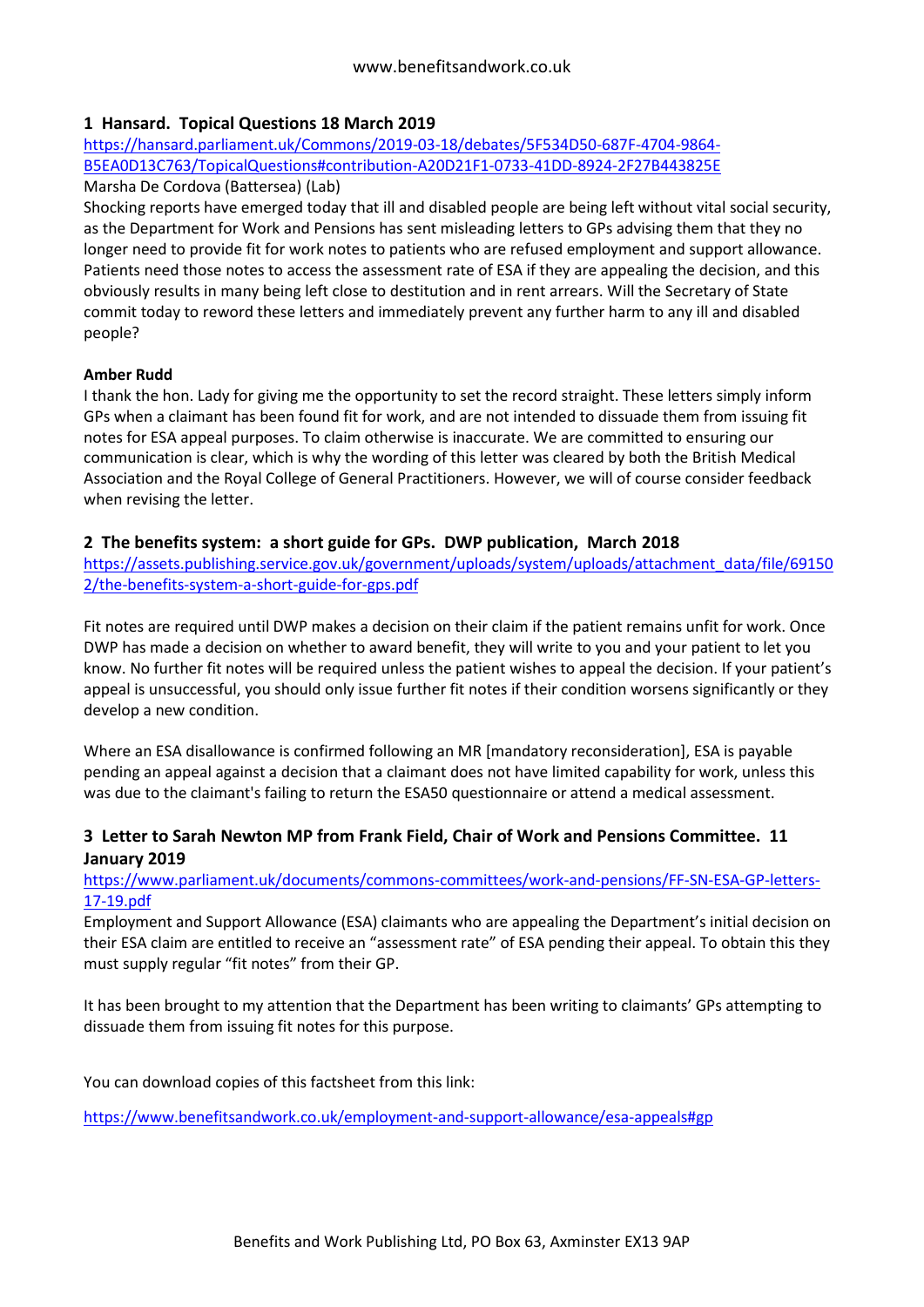## 1 Hansard. Topical Questions 18 March 2019

https://hansard.parliament.uk/Commons/2019-03-18/debates/5F534D50-687F-4704-9864-B5EA0D13C763/TopicalQuestions#contribution-A20D21F1-0733-41DD-8924-2F27B443825E

Marsha De Cordova (Battersea) (Lab)

Shocking reports have emerged today that ill and disabled people are being left without vital social security, as the Department for Work and Pensions has sent misleading letters to GPs advising them that they no longer need to provide fit for work notes to patients who are refused employment and support allowance. Patients need those notes to access the assessment rate of ESA if they are appealing the decision, and this obviously results in many being left close to destitution and in rent arrears. Will the Secretary of State commit today to reword these letters and immediately prevent any further harm to any ill and disabled people?

**Amber Rudd**

I thank the hon. Lady for giving me the opportunity to set the record straight. These letters simply inform GPs when a claimant has been found fit for work, and are not intended to dissuade them from issuing fit notes for ESA appeal purposes. To claim otherwise is inaccurate. We are committed to ensuring our communication is clear, which is why the wording of this letter was cleared by both the British Medical Association and the Royal College of General Practitioners. However, we will of course consider feedback when revising the letter.

## 2 The benefits system: a short guide for GPs. DWP publication, March 2018

https://assets.publishing.service.gov.uk/government/uploads/system/uploads/attachment_data/file/691502/the-benefits-system-a-short-guide-for-gps.pdf

Fit notes are required until DWP makes a decision on their claim if the patient remains unfit for work. Once DWP has made a decision on whether to award benefit, they will write to you and your patient to let you know. No further fit notes will be required unless the patient wishes to appeal the decision. If your patient's appeal is unsuccessful, you should only issue further fit notes if their condition worsens significantly or they develop a new condition.

Where an ESA disallowance is confirmed following an MR [mandatory reconsideration], ESA is payable pending an appeal against a decision that a claimant does not have limited capability for work, unless this was due to the claimant's failing to return the ESA50 questionnaire or attend a medical assessment.

## 3 Letter to Sarah Newton MP from Frank Field, Chair of Work and Pensions Committee. 11 January 2019

https://www.parliament.uk/documents/commons-committees/work-and-pensions/FF-SN-ESA-GP-letters-17-19.pdf

Employment and Support Allowance (ESA) claimants who are appealing the Department's initial decision on their ESA claim are entitled to receive an "assessment rate" of ESA pending their appeal. To obtain this they must supply regular "fit notes" from their GP.

It has been brought to my attention that the Department has been writing to claimants' GPs attempting to dissuade them from issuing fit notes for this purpose.

You can download copies of this factsheet from this link:

https://www.benefitsandwork.co.uk/employment-and-support-allowance/esa-appeals#gp